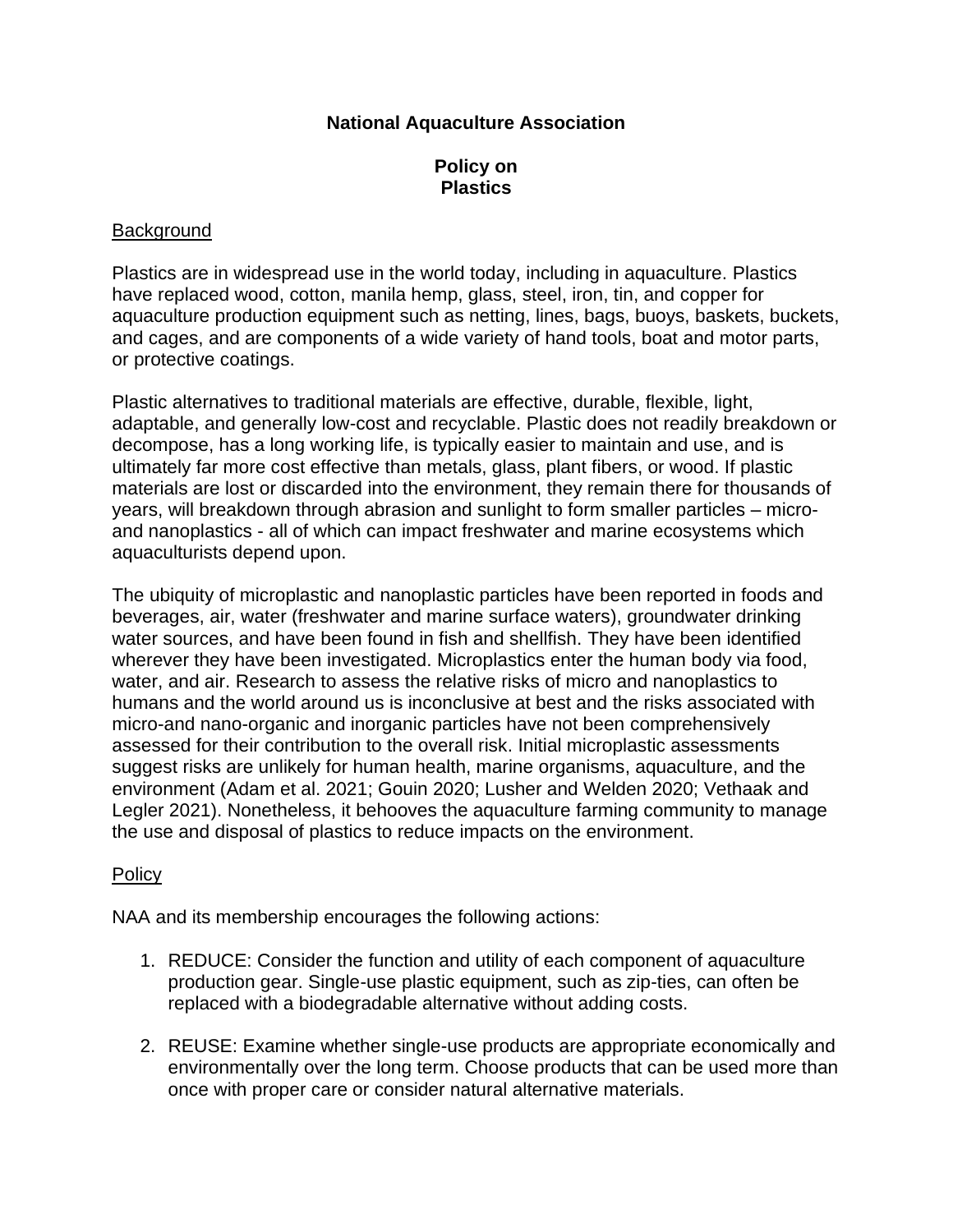# National Aquaculture Association

## Policy on Plastics

### Background

Plastics are in widespread use in the world today, including in aquaculture. Plastics have replaced wood, cotton, manila hemp, glass, steel, iron, tin, and copper for aquaculture production equipment such as netting, lines, bags, buoys, baskets, buckets, and cages, and are components of a wide variety of hand tools, boat and motor parts, or protective coatings.

Plastic alternatives to traditional materials are effective, durable, flexible, light, adaptable, and generally low-cost and recyclable. Plastic does not readily breakdown or decompose, has a long working life, is typically easier to maintain and use, and is ultimately far more cost effective than metals, glass, plant fibers, or wood. If plastic materials are lost or discarded into the environment, they remain there for thousands of years, will breakdown through abrasion and sunlight to form smaller particles – micro- and nanoplastics - all of which can impact freshwater and marine ecosystems which aquaculturists depend upon.

The ubiquity of microplastic and nanoplastic particles have been reported in foods and beverages, air, water (freshwater and marine surface waters), groundwater drinking water sources, and have been found in fish and shellfish. They have been identified wherever they have been investigated. Microplastics enter the human body via food, water, and air. Research to assess the relative risks of micro and nanoplastics to humans and the world around us is inconclusive at best and the risks associated with micro-and nano-organic and inorganic particles have not been comprehensively assessed for their contribution to the overall risk. Initial microplastic assessments suggest risks are unlikely for human health, marine organisms, aquaculture, and the environment (Adam et al. 2021; Gouin 2020; Lusher and Welden 2020; Vethaak and Legler 2021). Nonetheless, it behooves the aquaculture farming community to manage the use and disposal of plastics to reduce impacts on the environment.

### Policy

NAA and its membership encourages the following actions:

1. REDUCE: Consider the function and utility of each component of aquaculture production gear. Single-use plastic equipment, such as zip-ties, can often be replaced with a biodegradable alternative without adding costs.

2. REUSE: Examine whether single-use products are appropriate economically and environmentally over the long term. Choose products that can be used more than once with proper care or consider natural alternative materials.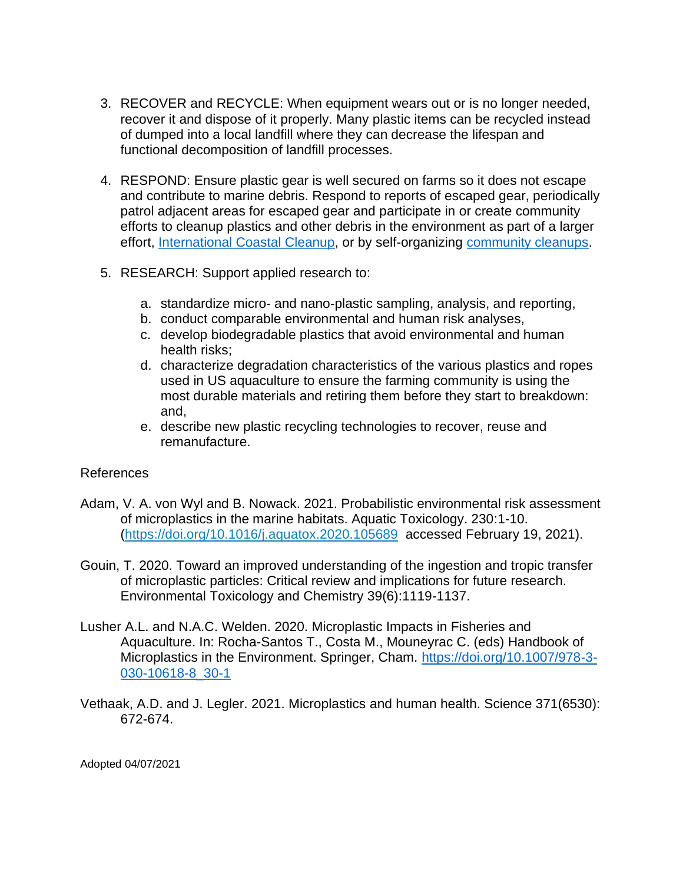3. RECOVER and RECYCLE: When equipment wears out or is no longer needed, recover it and dispose of it properly. Many plastic items can be recycled instead of dumped into a local landfill where they can decrease the lifespan and functional decomposition of landfill processes.

4. RESPOND: Ensure plastic gear is well secured on farms so it does not escape and contribute to marine debris. Respond to reports of escaped gear, periodically patrol adjacent areas for escaped gear and participate in or create community efforts to cleanup plastics and other debris in the environment as part of a larger effort, International Coastal Cleanup, or by self-organizing community cleanups.

5. RESEARCH: Support applied research to:

   a. standardize micro- and nano-plastic sampling, analysis, and reporting,
   b. conduct comparable environmental and human risk analyses,
   c. develop biodegradable plastics that avoid environmental and human health risks;
   d. characterize degradation characteristics of the various plastics and ropes used in US aquaculture to ensure the farming community is using the most durable materials and retiring them before they start to breakdown: and,
   e. describe new plastic recycling technologies to recover, reuse and remanufacture.

References

Adam, V. A. von Wyl and B. Nowack. 2021. Probabilistic environmental risk assessment of microplastics in the marine habitats. Aquatic Toxicology. 230:1-10. (https://doi.org/10.1016/j.aquatox.2020.105689 accessed February 19, 2021).

Gouin, T. 2020. Toward an improved understanding of the ingestion and tropic transfer of microplastic particles: Critical review and implications for future research. Environmental Toxicology and Chemistry 39(6):1119-1137.

Lusher A.L. and N.A.C. Welden. 2020. Microplastic Impacts in Fisheries and Aquaculture. In: Rocha-Santos T., Costa M., Mouneyrac C. (eds) Handbook of Microplastics in the Environment. Springer, Cham. https://doi.org/10.1007/978-3-030-10618-8_30-1

Vethaak, A.D. and J. Legler. 2021. Microplastics and human health. Science 371(6530): 672-674.

Adopted 04/07/2021